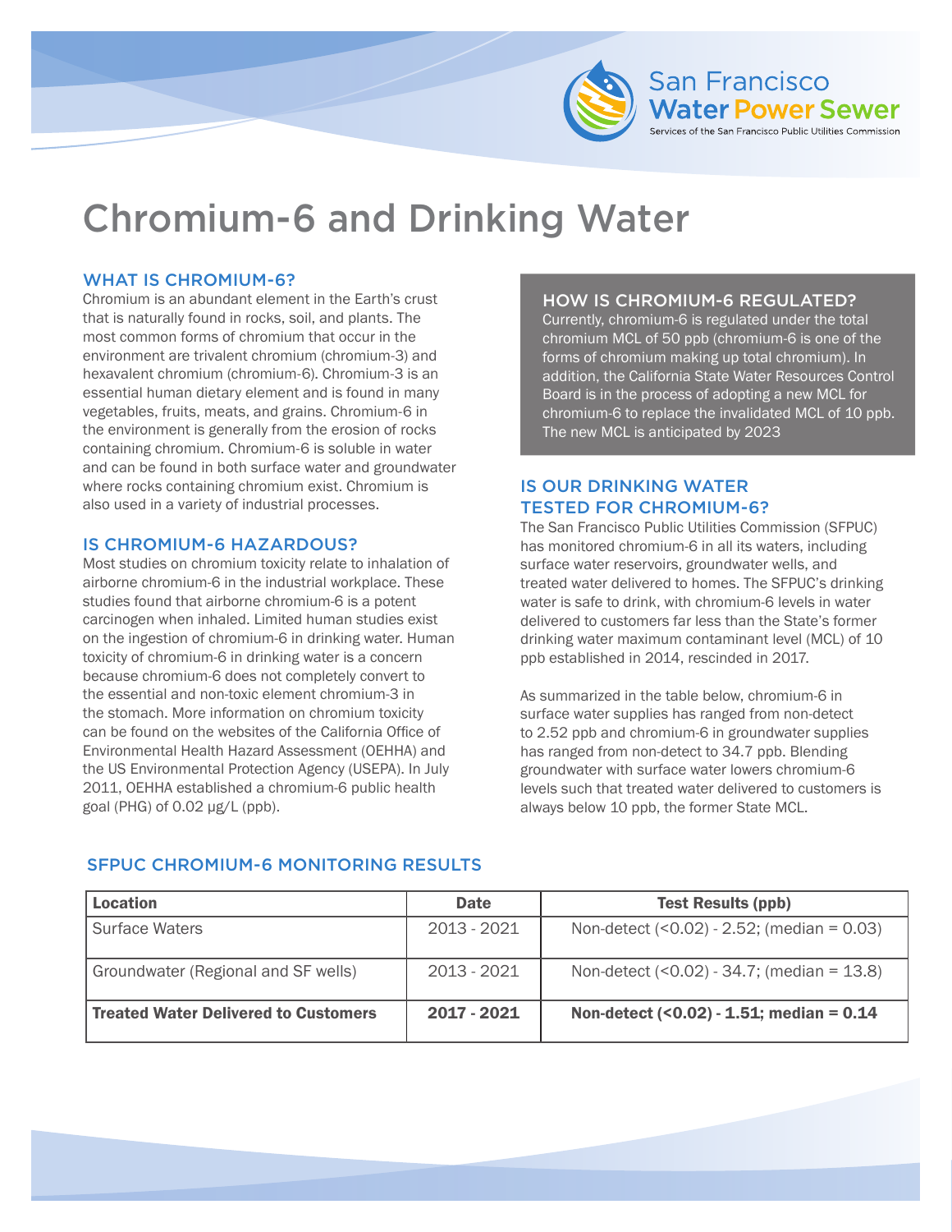# Chromium-6 and Drinking Water

## WHAT IS CHROMIUM-6?

Chromium is an abundant element in the Earth's crust that is naturally found in rocks, soil, and plants. The most common forms of chromium that occur in the environment are trivalent chromium (chromium-3) and hexavalent chromium (chromium-6). Chromium-3 is an essential human dietary element and is found in many vegetables, fruits, meats, and grains. Chromium-6 in the environment is generally from the erosion of rocks containing chromium. Chromium-6 is soluble in water and can be found in both surface water and groundwater where rocks containing chromium exist. Chromium is also used in a variety of industrial processes.

## IS CHROMIUM-6 HAZARDOUS?

Most studies on chromium toxicity relate to inhalation of airborne chromium-6 in the industrial workplace. These studies found that airborne chromium-6 is a potent carcinogen when inhaled. Limited human studies exist on the ingestion of chromium-6 in drinking water. Human toxicity of chromium-6 in drinking water is a concern because chromium-6 does not completely convert to the essential and non-toxic element chromium-3 in the stomach. More information on chromium toxicity can be found on the websites of the California Office of Environmental Health Hazard Assessment (OEHHA) and the US Environmental Protection Agency (USEPA). In July 2011, OEHHA established a chromium-6 public health goal (PHG) of 0.02 μg/L (ppb).

## HOW IS CHROMIUM-6 REGULATED?

Currently, chromium-6 is regulated under the total chromium MCL of 50 ppb (chromium-6 is one of the forms of chromium making up total chromium). In addition, the California State Water Resources Control Board is in the process of adopting a new MCL for chromium-6 to replace the invalidated MCL of 10 ppb. The new MCL is anticipated by 2023

## IS OUR DRINKING WATER TESTED FOR CHROMIUM-6?

The San Francisco Public Utilities Commission (SFPUC) has monitored chromium-6 in all its waters, including surface water reservoirs, groundwater wells, and treated water delivered to homes. The SFPUC's drinking water is safe to drink, with chromium-6 levels in water delivered to customers far less than the State's former drinking water maximum contaminant level (MCL) of 10 ppb established in 2014, rescinded in 2017.

As summarized in the table below, chromium-6 in surface water supplies has ranged from non-detect to 2.52 ppb and chromium-6 in groundwater supplies has ranged from non-detect to 34.7 ppb. Blending groundwater with surface water lowers chromium-6 levels such that treated water delivered to customers is always below 10 ppb, the former State MCL.

## SFPUC CHROMIUM-6 MONITORING RESULTS

| Location | Date | Test Results (ppb) |
|---|---|---|
| Surface Waters | 2013 - 2021 | Non-detect (<0.02) - 2.52; (median = 0.03) |
| Groundwater (Regional and SF wells) | 2013 - 2021 | Non-detect (<0.02) - 34.7; (median = 13.8) |
| **Treated Water Delivered to Customers** | **2017 - 2021** | **Non-detect (<0.02) - 1.51; median = 0.14** |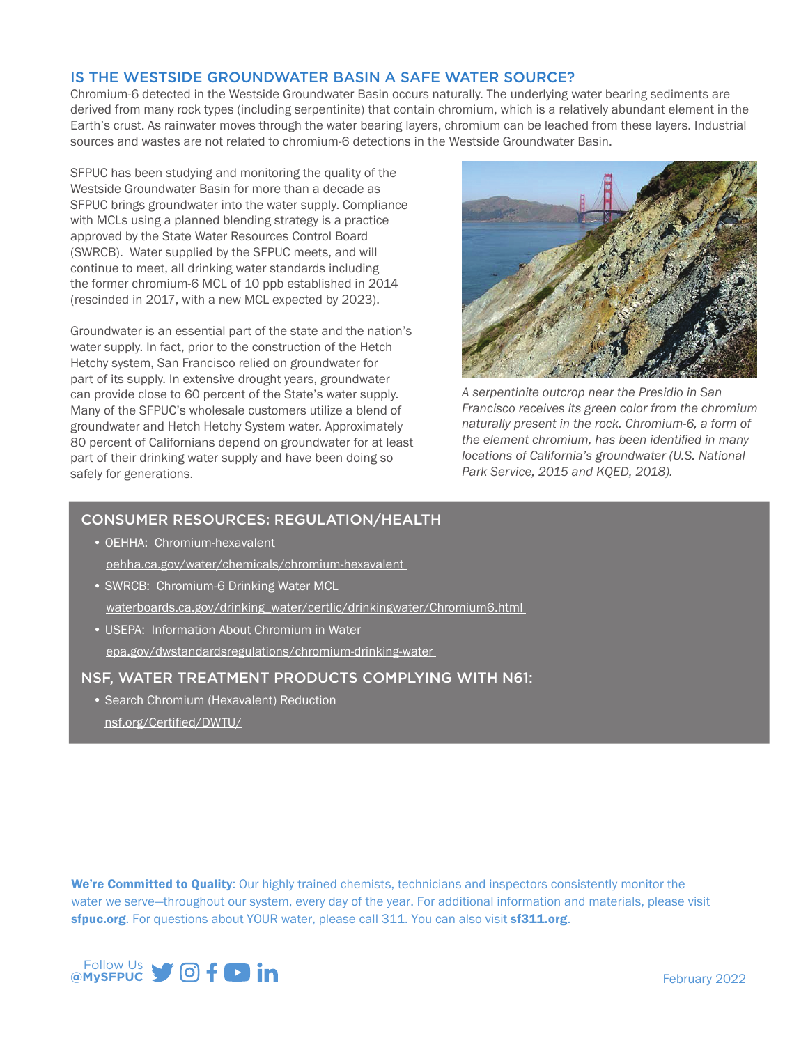## IS THE WESTSIDE GROUNDWATER BASIN A SAFE WATER SOURCE?

Chromium-6 detected in the Westside Groundwater Basin occurs naturally. The underlying water bearing sediments are derived from many rock types (including serpentinite) that contain chromium, which is a relatively abundant element in the Earth's crust. As rainwater moves through the water bearing layers, chromium can be leached from these layers. Industrial sources and wastes are not related to chromium-6 detections in the Westside Groundwater Basin.

SFPUC has been studying and monitoring the quality of the Westside Groundwater Basin for more than a decade as SFPUC brings groundwater into the water supply. Compliance with MCLs using a planned blending strategy is a practice approved by the State Water Resources Control Board (SWRCB). Water supplied by the SFPUC meets, and will continue to meet, all drinking water standards including the former chromium-6 MCL of 10 ppb established in 2014 (rescinded in 2017, with a new MCL expected by 2023).

Groundwater is an essential part of the state and the nation's water supply. In fact, prior to the construction of the Hetch Hetchy system, San Francisco relied on groundwater for part of its supply. In extensive drought years, groundwater can provide close to 60 percent of the State's water supply. Many of the SFPUC's wholesale customers utilize a blend of groundwater and Hetch Hetchy System water. Approximately 80 percent of Californians depend on groundwater for at least part of their drinking water supply and have been doing so safely for generations.

*A serpentinite outcrop near the Presidio in San Francisco receives its green color from the chromium naturally present in the rock. Chromium-6, a form of the element chromium, has been identified in many locations of California's groundwater (U.S. National Park Service, 2015 and KQED, 2018).*

### CONSUMER RESOURCES: REGULATION/HEALTH

- OEHHA: Chromium-hexavalent
  oehha.ca.gov/water/chemicals/chromium-hexavalent
- SWRCB: Chromium-6 Drinking Water MCL
  waterboards.ca.gov/drinking_water/certlic/drinkingwater/Chromium6.html
- USEPA: Information About Chromium in Water
  epa.gov/dwstandardsregulations/chromium-drinking-water

### NSF, WATER TREATMENT PRODUCTS COMPLYING WITH N61:

- Search Chromium (Hexavalent) Reduction
  nsf.org/Certified/DWTU/

**We're Committed to Quality**: Our highly trained chemists, technicians and inspectors consistently monitor the water we serve—throughout our system, every day of the year. For additional information and materials, please visit **sfpuc.org**. For questions about YOUR water, please call 311. You can also visit **sf311.org**.

Follow Us @MySFPUC

February 2022